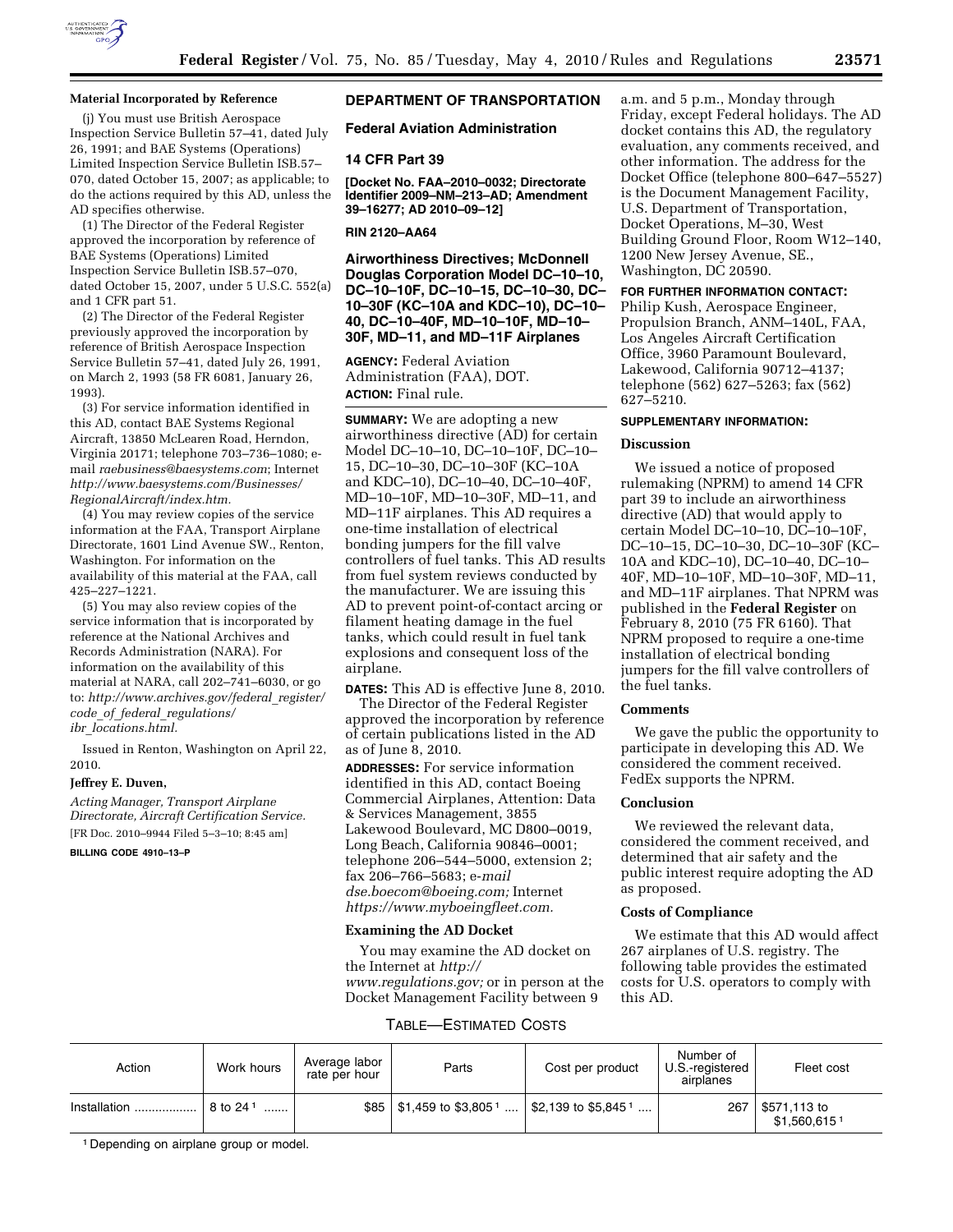**Material Incorporated by Reference**

(j) You must use British Aerospace Inspection Service Bulletin 57–41, dated July 26, 1991; and BAE Systems (Operations) Limited Inspection Service Bulletin ISB.57–070, dated October 15, 2007; as applicable; to do the actions required by this AD, unless the AD specifies otherwise.

(1) The Director of the Federal Register approved the incorporation by reference of BAE Systems (Operations) Limited Inspection Service Bulletin ISB.57–070, dated October 15, 2007, under 5 U.S.C. 552(a) and 1 CFR part 51.

(2) The Director of the Federal Register previously approved the incorporation by reference of British Aerospace Inspection Service Bulletin 57–41, dated July 26, 1991, on March 2, 1993 (58 FR 6081, January 26, 1993).

(3) For service information identified in this AD, contact BAE Systems Regional Aircraft, 13850 McLearen Road, Herndon, Virginia 20171; telephone 703–736–1080; e-mail *raebusiness@baesystems.com*; Internet *http://www.baesystems.com/Businesses/RegionalAircraft/index.htm.*

(4) You may review copies of the service information at the FAA, Transport Airplane Directorate, 1601 Lind Avenue SW., Renton, Washington. For information on the availability of this material at the FAA, call 425–227–1221.

(5) You may also review copies of the service information that is incorporated by reference at the National Archives and Records Administration (NARA). For information on the availability of this material at NARA, call 202–741–6030, or go to: *http://www.archives.gov/federal_register/code_of_federal_regulations/ibr_locations.html.*

Issued in Renton, Washington on April 22, 2010.

**Jeffrey E. Duven,**

*Acting Manager, Transport Airplane Directorate, Aircraft Certification Service.*

[FR Doc. 2010–9944 Filed 5–3–10; 8:45 am]

**BILLING CODE 4910–13–P**

## DEPARTMENT OF TRANSPORTATION

### Federal Aviation Administration

### 14 CFR Part 39

**[Docket No. FAA–2010–0032; Directorate Identifier 2009–NM–213–AD; Amendment 39–16277; AD 2010–09–12]**

**RIN 2120–AA64**

### Airworthiness Directives; McDonnell Douglas Corporation Model DC–10–10, DC–10–10F, DC–10–15, DC–10–30, DC–10–30F (KC–10A and KDC–10), DC–10–40, DC–10–40F, MD–10–10F, MD–10–30F, MD–11, and MD–11F Airplanes

**AGENCY:** Federal Aviation Administration (FAA), DOT.

**ACTION:** Final rule.

**SUMMARY:** We are adopting a new airworthiness directive (AD) for certain Model DC–10–10, DC–10–10F, DC–10–15, DC–10–30, DC–10–30F (KC–10A and KDC–10), DC–10–40, DC–10–40F, MD–10–10F, MD–10–30F, MD–11, and MD–11F airplanes. This AD requires a one-time installation of electrical bonding jumpers for the fill valve controllers of fuel tanks. This AD results from fuel system reviews conducted by the manufacturer. We are issuing this AD to prevent point-of-contact arcing or filament heating damage in the fuel tanks, which could result in fuel tank explosions and consequent loss of the airplane.

**DATES:** This AD is effective June 8, 2010.

The Director of the Federal Register approved the incorporation by reference of certain publications listed in the AD as of June 8, 2010.

**ADDRESSES:** For service information identified in this AD, contact Boeing Commercial Airplanes, Attention: Data & Services Management, 3855 Lakewood Boulevard, MC D800–0019, Long Beach, California 90846–0001; telephone 206–544–5000, extension 2; fax 206–766–5683; *e-mail dse.boecom@boeing.com;* Internet *https://www.myboeingfleet.com.*

**Examining the AD Docket**

You may examine the AD docket on the Internet at *http://www.regulations.gov;* or in person at the Docket Management Facility between 9 a.m. and 5 p.m., Monday through Friday, except Federal holidays. The AD docket contains this AD, the regulatory evaluation, any comments received, and other information. The address for the Docket Office (telephone 800–647–5527) is the Document Management Facility, U.S. Department of Transportation, Docket Operations, M–30, West Building Ground Floor, Room W12–140, 1200 New Jersey Avenue, SE., Washington, DC 20590.

**FOR FURTHER INFORMATION CONTACT:** Philip Kush, Aerospace Engineer, Propulsion Branch, ANM–140L, FAA, Los Angeles Aircraft Certification Office, 3960 Paramount Boulevard, Lakewood, California 90712–4137; telephone (562) 627–5263; fax (562) 627–5210.

**SUPPLEMENTARY INFORMATION:**

**Discussion**

We issued a notice of proposed rulemaking (NPRM) to amend 14 CFR part 39 to include an airworthiness directive (AD) that would apply to certain Model DC–10–10, DC–10–10F, DC–10–15, DC–10–30, DC–10–30F (KC–10A and KDC–10), DC–10–40, DC–10–40F, MD–10–10F, MD–10–30F, MD–11, and MD–11F airplanes. That NPRM was published in the **Federal Register** on February 8, 2010 (75 FR 6160). That NPRM proposed to require a one-time installation of electrical bonding jumpers for the fill valve controllers of the fuel tanks.

**Comments**

We gave the public the opportunity to participate in developing this AD. We considered the comment received. FedEx supports the NPRM.

**Conclusion**

We reviewed the relevant data, considered the comment received, and determined that air safety and the public interest require adopting the AD as proposed.

**Costs of Compliance**

We estimate that this AD would affect 267 airplanes of U.S. registry. The following table provides the estimated costs for U.S. operators to comply with this AD.

TABLE—ESTIMATED COSTS

| Action | Work hours | Average labor rate per hour | Parts | Cost per product | Number of U.S.-registered airplanes | Fleet cost |
|---|---|---|---|---|---|---|
| Installation | 8 to 24 [1] | $85 | $1,459 to $3,805 [1] | $2,139 to $5,845 [1] | 267 | $571,113 to $1,560,615 [1] |

[1] Depending on airplane group or model.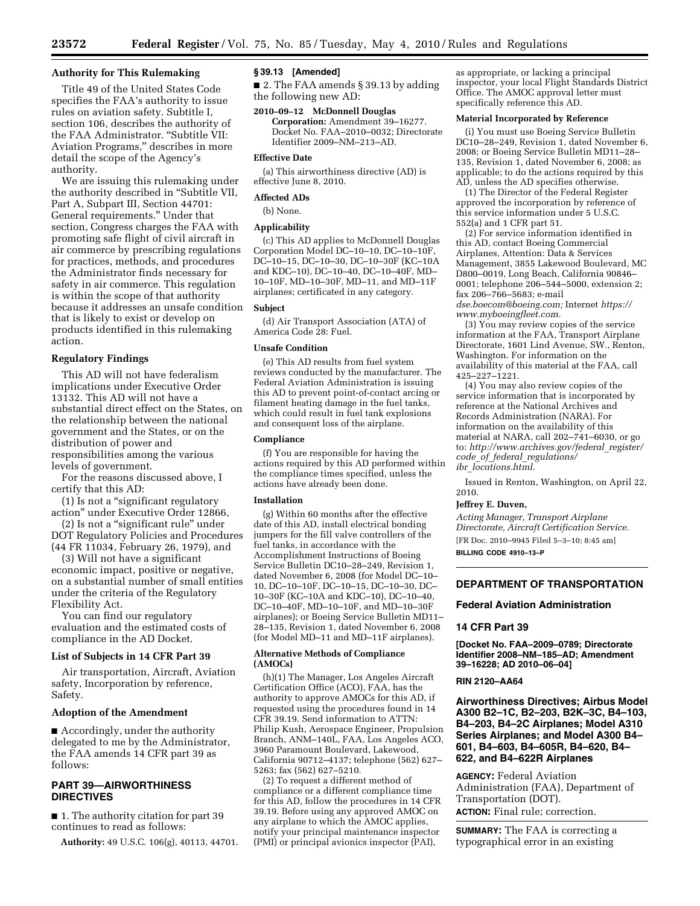### Authority for This Rulemaking

Title 49 of the United States Code specifies the FAA's authority to issue rules on aviation safety. Subtitle I, section 106, describes the authority of the FAA Administrator. "Subtitle VII: Aviation Programs," describes in more detail the scope of the Agency's authority.

We are issuing this rulemaking under the authority described in "Subtitle VII, Part A, Subpart III, Section 44701: General requirements." Under that section, Congress charges the FAA with promoting safe flight of civil aircraft in air commerce by prescribing regulations for practices, methods, and procedures the Administrator finds necessary for safety in air commerce. This regulation is within the scope of that authority because it addresses an unsafe condition that is likely to exist or develop on products identified in this rulemaking action.

### Regulatory Findings

This AD will not have federalism implications under Executive Order 13132. This AD will not have a substantial direct effect on the States, on the relationship between the national government and the States, or on the distribution of power and responsibilities among the various levels of government.

For the reasons discussed above, I certify that this AD:

(1) Is not a "significant regulatory action" under Executive Order 12866,

(2) Is not a "significant rule" under DOT Regulatory Policies and Procedures (44 FR 11034, February 26, 1979), and

(3) Will not have a significant economic impact, positive or negative, on a substantial number of small entities under the criteria of the Regulatory Flexibility Act.

You can find our regulatory evaluation and the estimated costs of compliance in the AD Docket.

### List of Subjects in 14 CFR Part 39

Air transportation, Aircraft, Aviation safety, Incorporation by reference, Safety.

### Adoption of the Amendment

■ Accordingly, under the authority delegated to me by the Administrator, the FAA amends 14 CFR part 39 as follows:

## PART 39—AIRWORTHINESS DIRECTIVES

■ 1. The authority citation for part 39 continues to read as follows:

**Authority:** 49 U.S.C. 106(g), 40113, 44701.

### § 39.13 [Amended]

■ 2. The FAA amends § 39.13 by adding the following new AD:

**2010–09–12 McDonnell Douglas Corporation:** Amendment 39–16277. Docket No. FAA–2010–0032; Directorate Identifier 2009–NM–213–AD.

### Effective Date

(a) This airworthiness directive (AD) is effective June 8, 2010.

### Affected ADs

(b) None.

### Applicability

(c) This AD applies to McDonnell Douglas Corporation Model DC–10–10, DC–10–10F, DC–10–15, DC–10–30, DC–10–30F (KC–10A and KDC–10), DC–10–40, DC–10–40F, MD–10–10F, MD–10–30F, MD–11, and MD–11F airplanes; certificated in any category.

### Subject

(d) Air Transport Association (ATA) of America Code 28: Fuel.

### Unsafe Condition

(e) This AD results from fuel system reviews conducted by the manufacturer. The Federal Aviation Administration is issuing this AD to prevent point-of-contact arcing or filament heating damage in the fuel tanks, which could result in fuel tank explosions and consequent loss of the airplane.

### Compliance

(f) You are responsible for having the actions required by this AD performed within the compliance times specified, unless the actions have already been done.

### Installation

(g) Within 60 months after the effective date of this AD, install electrical bonding jumpers for the fill valve controllers of the fuel tanks, in accordance with the Accomplishment Instructions of Boeing Service Bulletin DC10–28–249, Revision 1, dated November 6, 2008 (for Model DC–10–10, DC–10–10F, DC–10–15, DC–10–30, DC–10–30F (KC–10A and KDC–10), DC–10–40, DC–10–40F, MD–10–10F, and MD–10–30F airplanes); or Boeing Service Bulletin MD11–28–135, Revision 1, dated November 6, 2008 (for Model MD–11 and MD–11F airplanes).

### Alternative Methods of Compliance (AMOCs)

(h)(1) The Manager, Los Angeles Aircraft Certification Office (ACO), FAA, has the authority to approve AMOCs for this AD, if requested using the procedures found in 14 CFR 39.19. Send information to ATTN: Philip Kush, Aerospace Engineer, Propulsion Branch, ANM–140L, FAA, Los Angeles ACO, 3960 Paramount Boulevard, Lakewood, California 90712–4137; telephone (562) 627–5263; fax (562) 627–5210.

(2) To request a different method of compliance or a different compliance time for this AD, follow the procedures in 14 CFR 39.19. Before using any approved AMOC on any airplane to which the AMOC applies, notify your principal maintenance inspector (PMI) or principal avionics inspector (PAI), as appropriate, or lacking a principal inspector, your local Flight Standards District Office. The AMOC approval letter must specifically reference this AD.

### Material Incorporated by Reference

(i) You must use Boeing Service Bulletin DC10–28–249, Revision 1, dated November 6, 2008; or Boeing Service Bulletin MD11–28–135, Revision 1, dated November 6, 2008; as applicable; to do the actions required by this AD, unless the AD specifies otherwise.

(1) The Director of the Federal Register approved the incorporation by reference of this service information under 5 U.S.C. 552(a) and 1 CFR part 51.

(2) For service information identified in this AD, contact Boeing Commercial Airplanes, Attention: Data & Services Management, 3855 Lakewood Boulevard, MC D800–0019, Long Beach, California 90846–0001; telephone 206–544–5000, extension 2; fax 206–766–5683; e-mail *dse.boecom@boeing.com;* Internet *https://www.myboeingfleet.com.*

(3) You may review copies of the service information at the FAA, Transport Airplane Directorate, 1601 Lind Avenue, SW., Renton, Washington. For information on the availability of this material at the FAA, call 425–227–1221.

(4) You may also review copies of the service information that is incorporated by reference at the National Archives and Records Administration (NARA). For information on the availability of this material at NARA, call 202–741–6030, or go to: *http://www.archives.gov/federal_register/code_of_federal_regulations/ibr_locations.html.*

Issued in Renton, Washington, on April 22, 2010.

**Jeffrey E. Duven,**

*Acting Manager, Transport Airplane Directorate, Aircraft Certification Service.*

[FR Doc. 2010–9945 Filed 5–3–10; 8:45 am]

**BILLING CODE 4910–13–P**

---

## DEPARTMENT OF TRANSPORTATION

## Federal Aviation Administration

## 14 CFR Part 39

**[Docket No. FAA–2009–0789; Directorate Identifier 2008–NM–185–AD; Amendment 39–16228; AD 2010–06–04]**

**RIN 2120–AA64**

## Airworthiness Directives; Airbus Model A300 B2–1C, B2–203, B2K–3C, B4–103, B4–203, B4–2C Airplanes; Model A310 Series Airplanes; and Model A300 B4–601, B4–603, B4–605R, B4–620, B4–622, and B4–622R Airplanes

**AGENCY:** Federal Aviation Administration (FAA), Department of Transportation (DOT).

**ACTION:** Final rule; correction.

**SUMMARY:** The FAA is correcting a typographical error in an existing